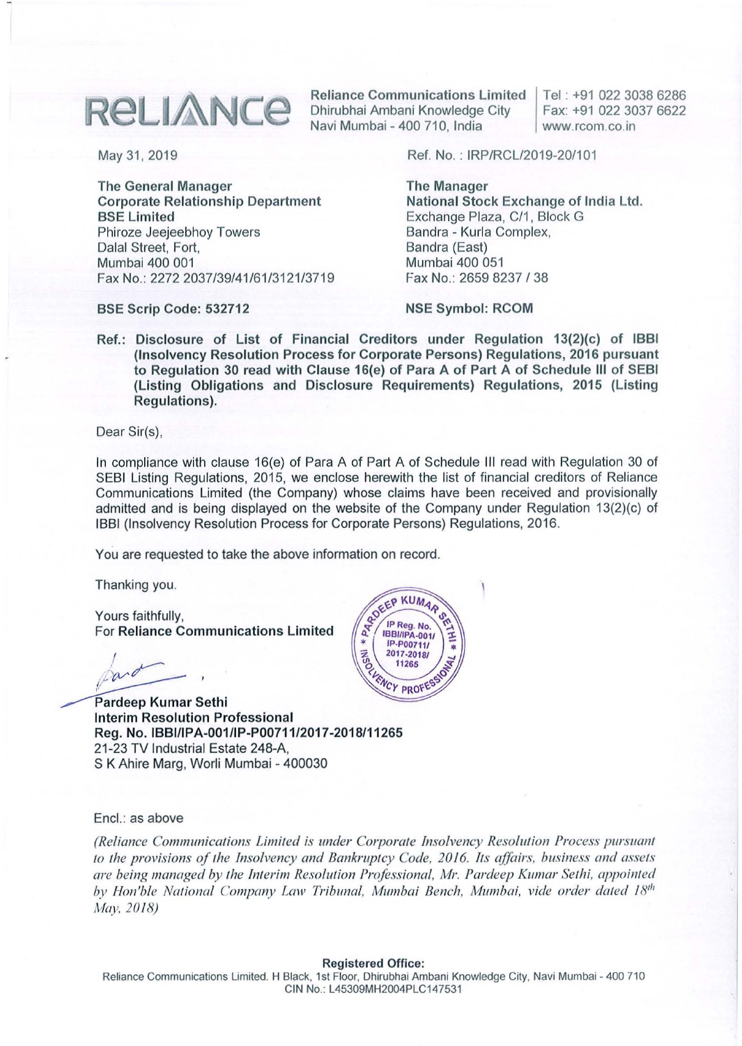**RELIANCE**

**Reliance Communications Limited**
Dhirubhai Ambani Knowledge City
Navi Mumbai - 400 710, India

Tel : +91 022 3038 6286
Fax: +91 022 3037 6622
www.rcom.co.in

May 31, 2019

Ref. No. : IRP/RCL/2019-20/101

**The General Manager**
**Corporate Relationship Department**
**BSE Limited**
Phiroze Jeejeebhoy Towers
Dalal Street, Fort,
Mumbai 400 001
Fax No.: 2272 2037/39/41/61/3121/3719

**BSE Scrip Code: 532712**

**The Manager**
**National Stock Exchange of India Ltd.**
Exchange Plaza, C/1, Block G
Bandra - Kurla Complex,
Bandra (East)
Mumbai 400 051
Fax No.: 2659 8237 / 38

**NSE Symbol: RCOM**

**Ref.: Disclosure of List of Financial Creditors under Regulation 13(2)(c) of IBBI (Insolvency Resolution Process for Corporate Persons) Regulations, 2016 pursuant to Regulation 30 read with Clause 16(e) of Para A of Part A of Schedule III of SEBI (Listing Obligations and Disclosure Requirements) Regulations, 2015 (Listing Regulations).**

Dear Sir(s),

In compliance with clause 16(e) of Para A of Part A of Schedule III read with Regulation 30 of SEBI Listing Regulations, 2015, we enclose herewith the list of financial creditors of Reliance Communications Limited (the Company) whose claims have been received and provisionally admitted and is being displayed on the website of the Company under Regulation 13(2)(c) of IBBI (Insolvency Resolution Process for Corporate Persons) Regulations, 2016.

You are requested to take the above information on record.

Thanking you.

Yours faithfully,
For **Reliance Communications Limited**

PARDEEP KUMAR SETHI * INSOLVENCY PROFESSIONAL * IP Reg. No. IBBI/IPA-001/IP-P00711/2017-2018/11265

**Pardeep Kumar Sethi**
**Interim Resolution Professional**
**Reg. No. IBBI/IPA-001/IP-P00711/2017-2018/11265**
21-23 TV Industrial Estate 248-A,
S K Ahire Marg, Worli Mumbai - 400030

Encl.: as above

*(Reliance Communications Limited is under Corporate Insolvency Resolution Process pursuant to the provisions of the Insolvency and Bankruptcy Code, 2016. Its affairs, business and assets are being managed by the Interim Resolution Professional, Mr. Pardeep Kumar Sethi, appointed by Hon'ble National Company Law Tribunal, Mumbai Bench, Mumbai, vide order dated 18th May, 2018)*

**Registered Office:**
Reliance Communications Limited, H Block, 1st Floor, Dhirubhai Ambani Knowledge City, Navi Mumbai - 400 710
CIN No.: L45309MH2004PLC147531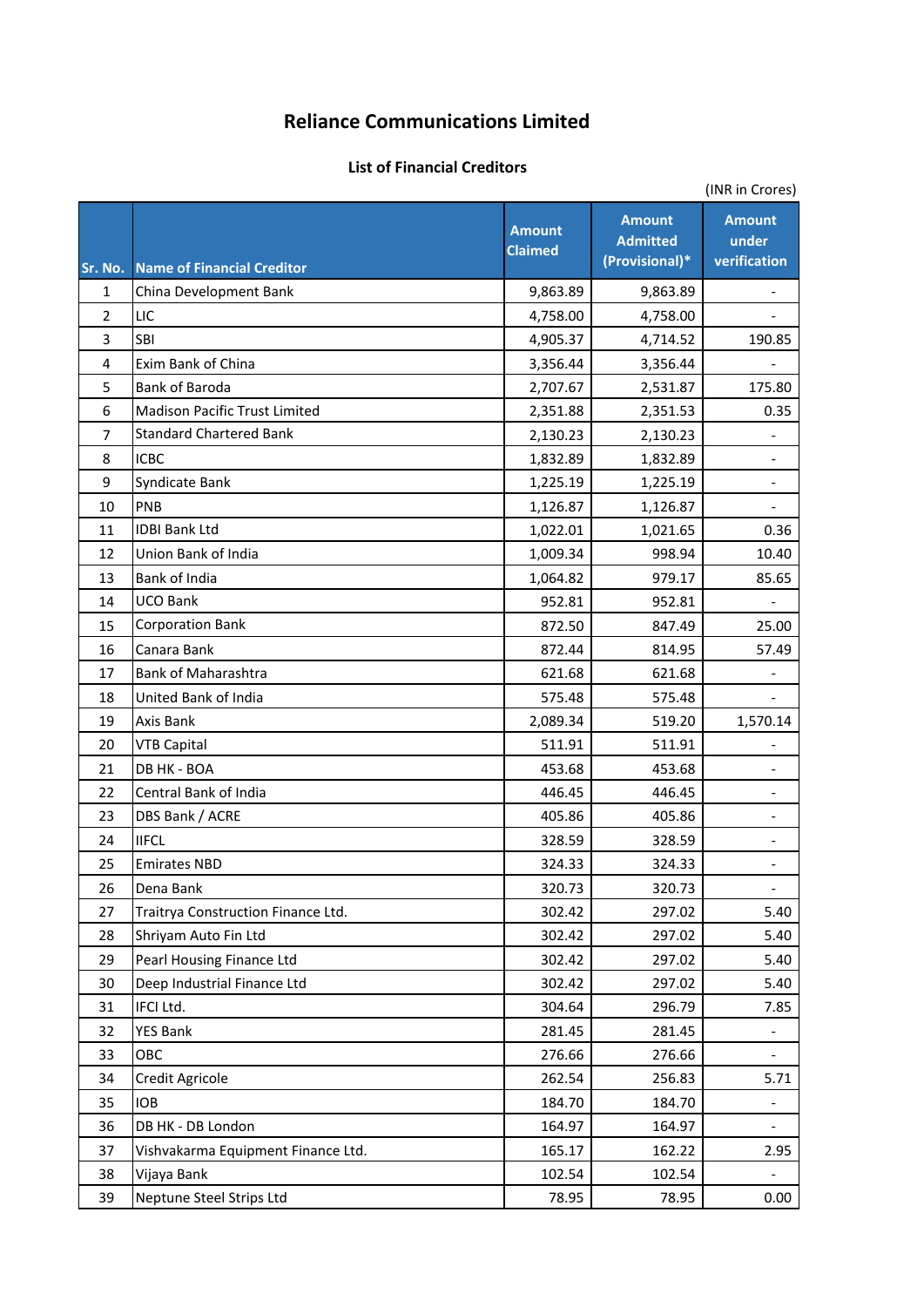# Reliance Communications Limited

## List of Financial Creditors

(INR in Crores)

| Sr. No. | Name of Financial Creditor | Amount Claimed | Amount Admitted (Provisional)* | Amount under verification |
|---|---|---|---|---|
| 1 | China Development Bank | 9,863.89 | 9,863.89 | - |
| 2 | LIC | 4,758.00 | 4,758.00 | - |
| 3 | SBI | 4,905.37 | 4,714.52 | 190.85 |
| 4 | Exim Bank of China | 3,356.44 | 3,356.44 | - |
| 5 | Bank of Baroda | 2,707.67 | 2,531.87 | 175.80 |
| 6 | Madison Pacific Trust Limited | 2,351.88 | 2,351.53 | 0.35 |
| 7 | Standard Chartered Bank | 2,130.23 | 2,130.23 | - |
| 8 | ICBC | 1,832.89 | 1,832.89 | - |
| 9 | Syndicate Bank | 1,225.19 | 1,225.19 | - |
| 10 | PNB | 1,126.87 | 1,126.87 | - |
| 11 | IDBI Bank Ltd | 1,022.01 | 1,021.65 | 0.36 |
| 12 | Union Bank of India | 1,009.34 | 998.94 | 10.40 |
| 13 | Bank of India | 1,064.82 | 979.17 | 85.65 |
| 14 | UCO Bank | 952.81 | 952.81 | - |
| 15 | Corporation Bank | 872.50 | 847.49 | 25.00 |
| 16 | Canara Bank | 872.44 | 814.95 | 57.49 |
| 17 | Bank of Maharashtra | 621.68 | 621.68 | - |
| 18 | United Bank of India | 575.48 | 575.48 | - |
| 19 | Axis Bank | 2,089.34 | 519.20 | 1,570.14 |
| 20 | VTB Capital | 511.91 | 511.91 | - |
| 21 | DB HK - BOA | 453.68 | 453.68 | - |
| 22 | Central Bank of India | 446.45 | 446.45 | - |
| 23 | DBS Bank / ACRE | 405.86 | 405.86 | - |
| 24 | IIFCL | 328.59 | 328.59 | - |
| 25 | Emirates NBD | 324.33 | 324.33 | - |
| 26 | Dena Bank | 320.73 | 320.73 | - |
| 27 | Traitrya Construction Finance Ltd. | 302.42 | 297.02 | 5.40 |
| 28 | Shriyam Auto Fin Ltd | 302.42 | 297.02 | 5.40 |
| 29 | Pearl Housing Finance Ltd | 302.42 | 297.02 | 5.40 |
| 30 | Deep Industrial Finance Ltd | 302.42 | 297.02 | 5.40 |
| 31 | IFCI Ltd. | 304.64 | 296.79 | 7.85 |
| 32 | YES Bank | 281.45 | 281.45 | - |
| 33 | OBC | 276.66 | 276.66 | - |
| 34 | Credit Agricole | 262.54 | 256.83 | 5.71 |
| 35 | IOB | 184.70 | 184.70 | - |
| 36 | DB HK - DB London | 164.97 | 164.97 | - |
| 37 | Vishvakarma Equipment Finance Ltd. | 165.17 | 162.22 | 2.95 |
| 38 | Vijaya Bank | 102.54 | 102.54 | - |
| 39 | Neptune Steel Strips Ltd | 78.95 | 78.95 | 0.00 |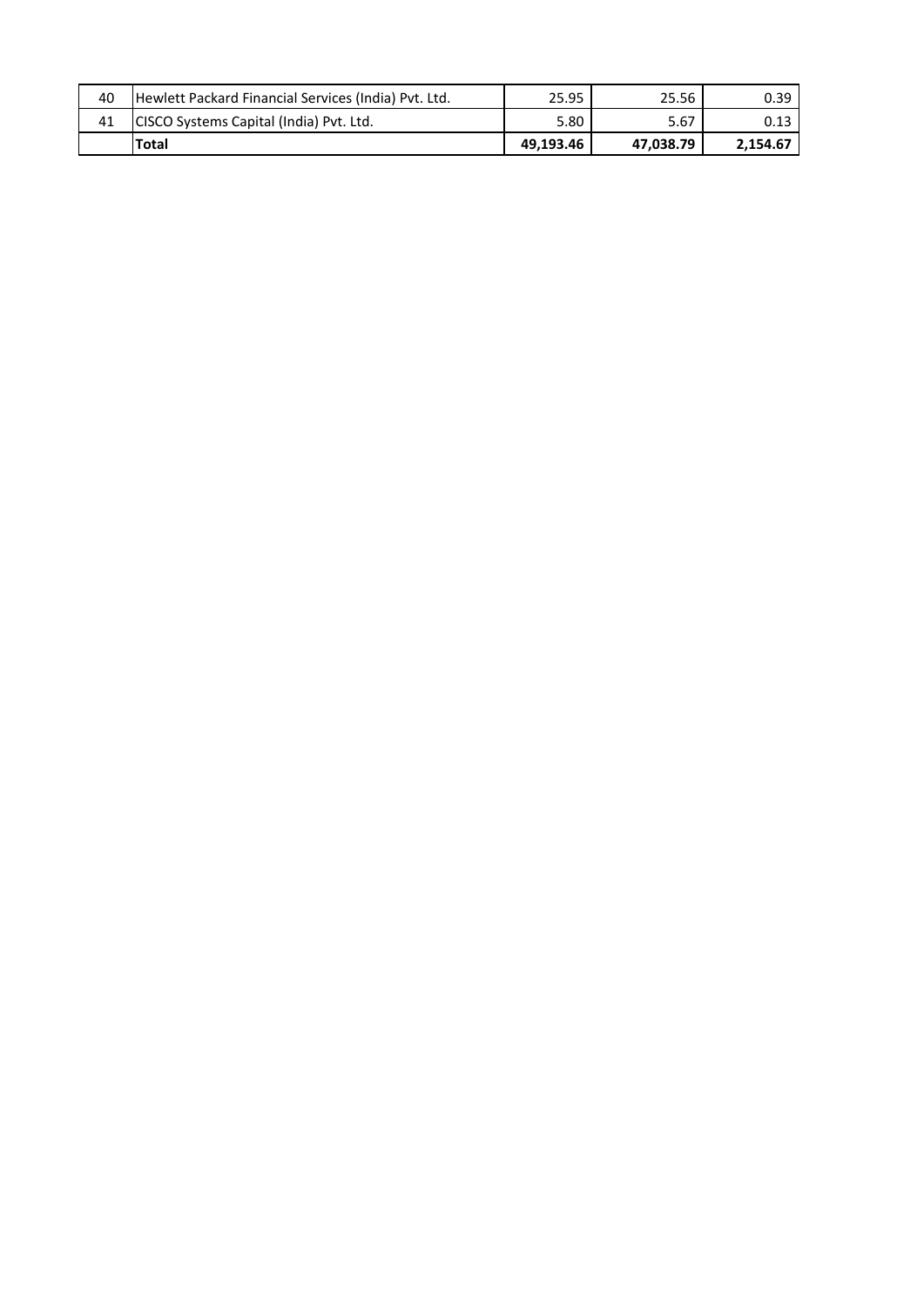| | | | | |
|---|---|---|---|---|
| 40 | Hewlett Packard Financial Services (India) Pvt. Ltd. | 25.95 | 25.56 | 0.39 |
| 41 | CISCO Systems Capital (India) Pvt. Ltd. | 5.80 | 5.67 | 0.13 |
| | **Total** | **49,193.46** | **47,038.79** | **2,154.67** |